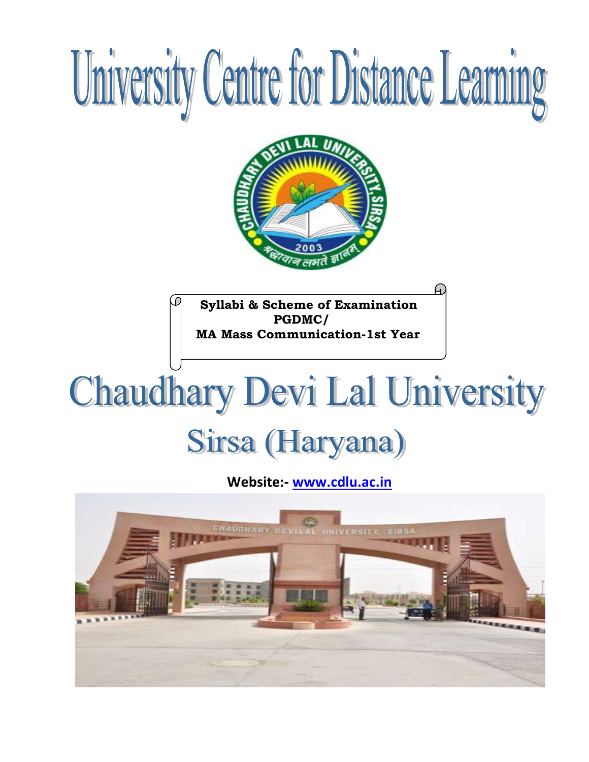# University Centre for Distance Learning

**Syllabi & Scheme of Examination**
**PGDMC/**
**MA Mass Communication-1st Year**

# Chaudhary Devi Lal University

## Sirsa (Haryana)

**Website:- www.cdlu.ac.in**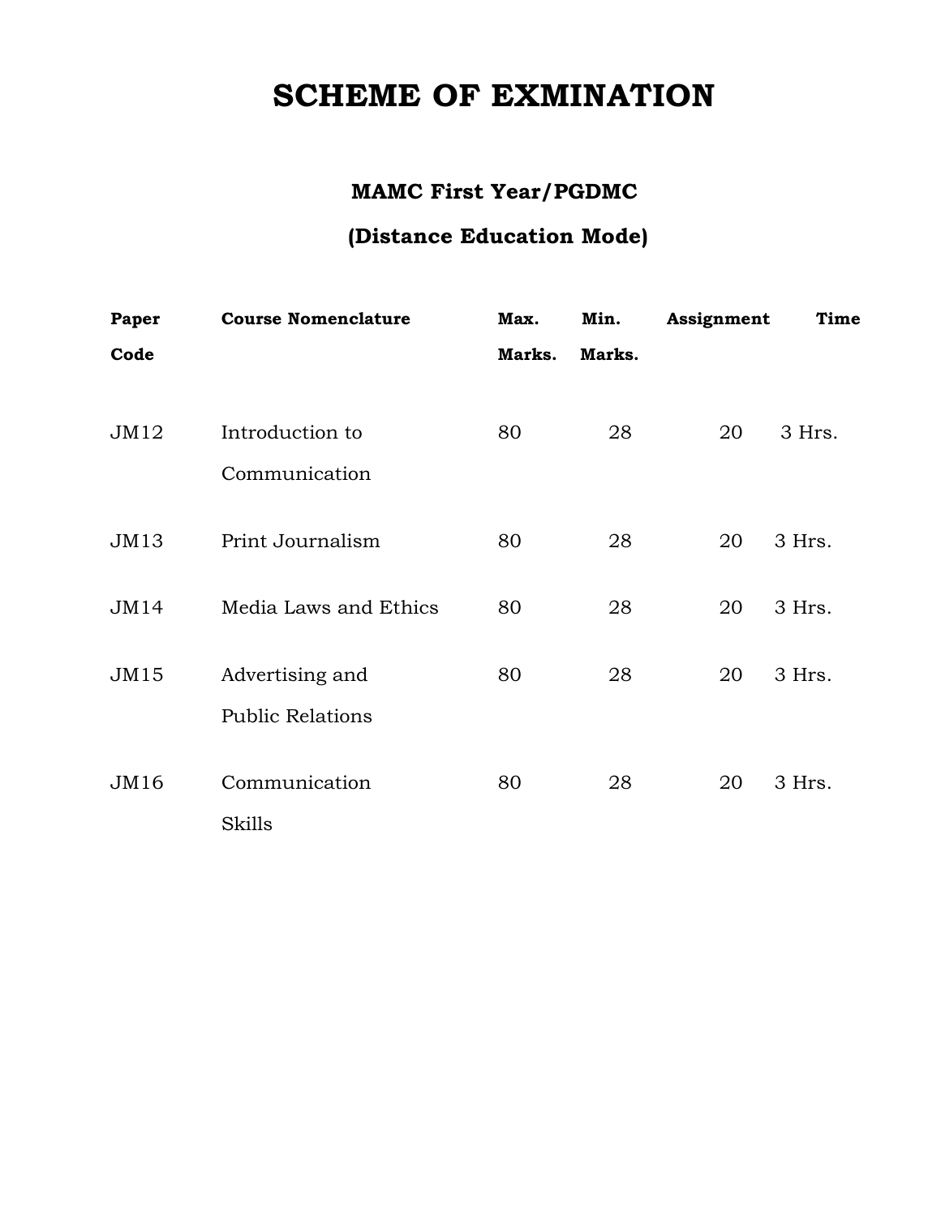# SCHEME OF EXMINATION

## MAMC First Year/PGDMC

## (Distance Education Mode)

| Paper Code | Course Nomenclature | Max. Marks. | Min. Marks. | Assignment | Time |
|---|---|---|---|---|---|
| JM12 | Introduction to Communication | 80 | 28 | 20 | 3 Hrs. |
| JM13 | Print Journalism | 80 | 28 | 20 | 3 Hrs. |
| JM14 | Media Laws and Ethics | 80 | 28 | 20 | 3 Hrs. |
| JM15 | Advertising and Public Relations | 80 | 28 | 20 | 3 Hrs. |
| JM16 | Communication Skills | 80 | 28 | 20 | 3 Hrs. |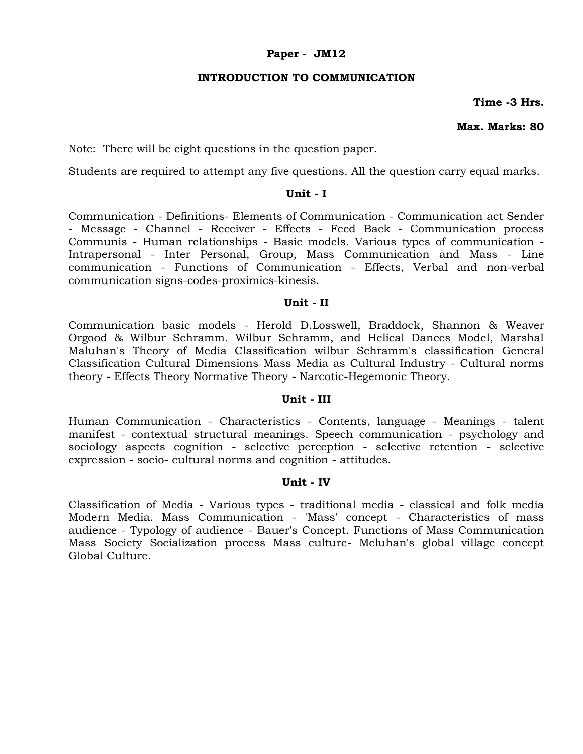**Paper - JM12**

## INTRODUCTION TO COMMUNICATION

**Time -3 Hrs.**

**Max. Marks: 80**

Note: There will be eight questions in the question paper.

Students are required to attempt any five questions. All the question carry equal marks.

### Unit - I

Communication - Definitions- Elements of Communication - Communication act Sender - Message - Channel - Receiver - Effects - Feed Back - Communication process Communis - Human relationships - Basic models. Various types of communication - Intrapersonal - Inter Personal, Group, Mass Communication and Mass - Line communication - Functions of Communication - Effects, Verbal and non-verbal communication signs-codes-proximics-kinesis.

### Unit - II

Communication basic models - Herold D.Losswell, Braddock, Shannon & Weaver Orgood & Wilbur Schramm. Wilbur Schramm, and Helical Dances Model, Marshal Maluhan's Theory of Media Classification wilbur Schramm's classification General Classification Cultural Dimensions Mass Media as Cultural Industry - Cultural norms theory - Effects Theory Normative Theory - Narcotic-Hegemonic Theory.

### Unit - III

Human Communication - Characteristics - Contents, language - Meanings - talent manifest - contextual structural meanings. Speech communication - psychology and sociology aspects cognition - selective perception - selective retention - selective expression - socio- cultural norms and cognition - attitudes.

### Unit - IV

Classification of Media - Various types - traditional media - classical and folk media Modern Media. Mass Communication - 'Mass' concept - Characteristics of mass audience - Typology of audience - Bauer's Concept. Functions of Mass Communication Mass Society Socialization process Mass culture- Meluhan's global village concept Global Culture.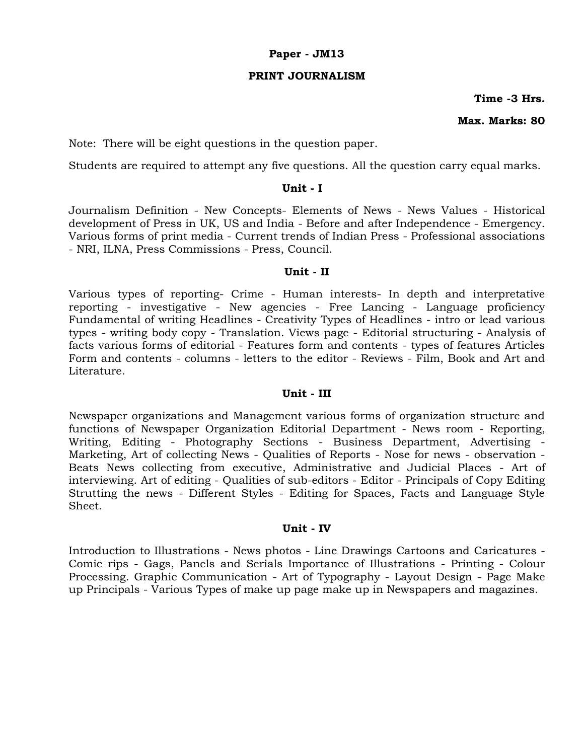**Paper - JM13**

**PRINT JOURNALISM**

**Time -3 Hrs.**

**Max. Marks: 80**

Note: There will be eight questions in the question paper.

Students are required to attempt any five questions. All the question carry equal marks.

**Unit - I**

Journalism Definition - New Concepts- Elements of News - News Values - Historical development of Press in UK, US and India - Before and after Independence - Emergency. Various forms of print media - Current trends of Indian Press - Professional associations - NRI, ILNA, Press Commissions - Press, Council.

**Unit - II**

Various types of reporting- Crime - Human interests- In depth and interpretative reporting - investigative - New agencies - Free Lancing - Language proficiency Fundamental of writing Headlines - Creativity Types of Headlines - intro or lead various types - writing body copy - Translation. Views page - Editorial structuring - Analysis of facts various forms of editorial - Features form and contents - types of features Articles Form and contents - columns - letters to the editor - Reviews - Film, Book and Art and Literature.

**Unit - III**

Newspaper organizations and Management various forms of organization structure and functions of Newspaper Organization Editorial Department - News room - Reporting, Writing, Editing - Photography Sections - Business Department, Advertising - Marketing, Art of collecting News - Qualities of Reports - Nose for news - observation - Beats News collecting from executive, Administrative and Judicial Places - Art of interviewing. Art of editing - Qualities of sub-editors - Editor - Principals of Copy Editing Strutting the news - Different Styles - Editing for Spaces, Facts and Language Style Sheet.

**Unit - IV**

Introduction to Illustrations - News photos - Line Drawings Cartoons and Caricatures - Comic rips - Gags, Panels and Serials Importance of Illustrations - Printing - Colour Processing. Graphic Communication - Art of Typography - Layout Design - Page Make up Principals - Various Types of make up page make up in Newspapers and magazines.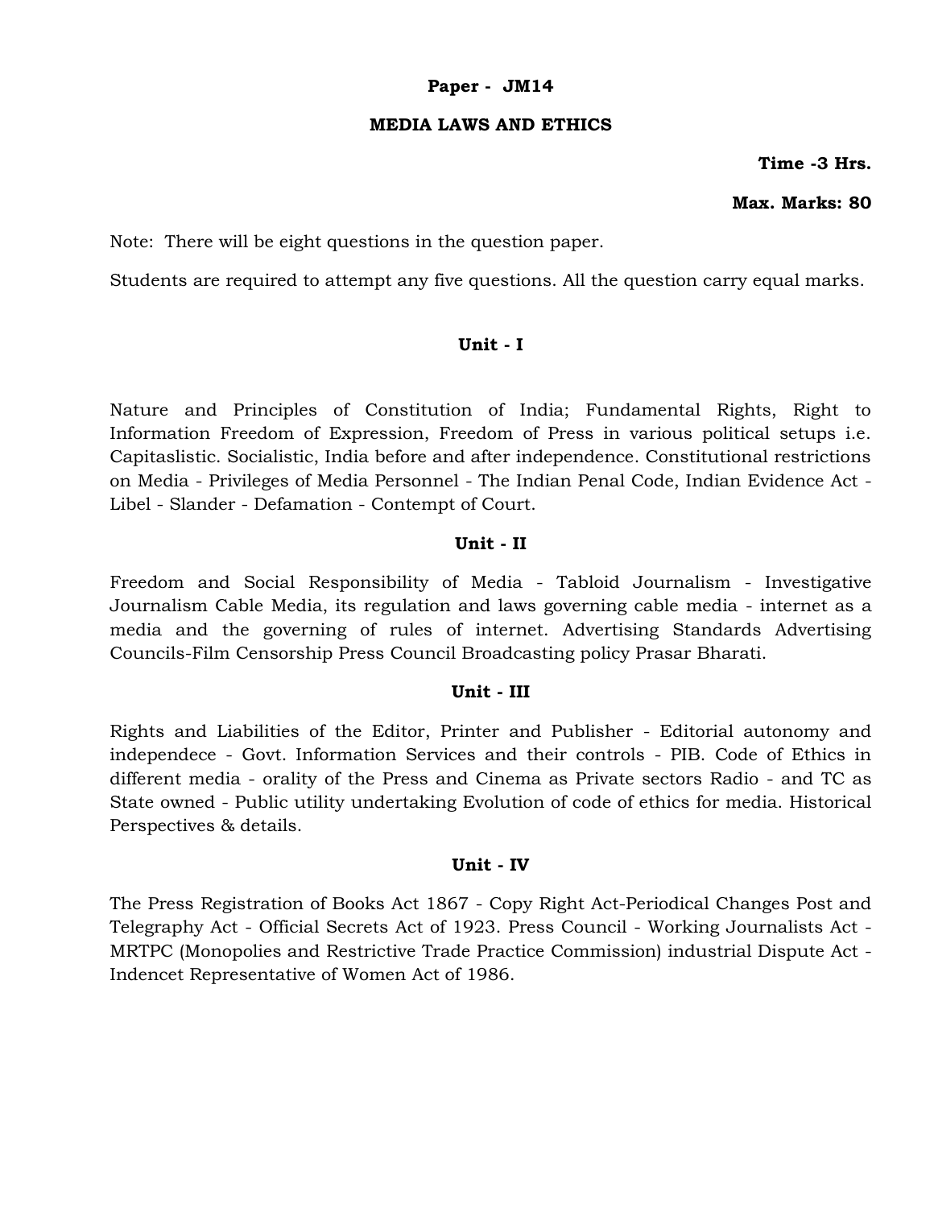**Paper - JM14**

**MEDIA LAWS AND ETHICS**

**Time -3 Hrs.**

**Max. Marks: 80**

Note: There will be eight questions in the question paper.

Students are required to attempt any five questions. All the question carry equal marks.

## Unit - I

Nature and Principles of Constitution of India; Fundamental Rights, Right to Information Freedom of Expression, Freedom of Press in various political setups i.e. Capitaslistic. Socialistic, India before and after independence. Constitutional restrictions on Media - Privileges of Media Personnel - The Indian Penal Code, Indian Evidence Act - Libel - Slander - Defamation - Contempt of Court.

## Unit - II

Freedom and Social Responsibility of Media - Tabloid Journalism - Investigative Journalism Cable Media, its regulation and laws governing cable media - internet as a media and the governing of rules of internet. Advertising Standards Advertising Councils-Film Censorship Press Council Broadcasting policy Prasar Bharati.

## Unit - III

Rights and Liabilities of the Editor, Printer and Publisher - Editorial autonomy and independece - Govt. Information Services and their controls - PIB. Code of Ethics in different media - orality of the Press and Cinema as Private sectors Radio - and TC as State owned - Public utility undertaking Evolution of code of ethics for media. Historical Perspectives & details.

## Unit - IV

The Press Registration of Books Act 1867 - Copy Right Act-Periodical Changes Post and Telegraphy Act - Official Secrets Act of 1923. Press Council - Working Journalists Act - MRTPC (Monopolies and Restrictive Trade Practice Commission) industrial Dispute Act - Indencet Representative of Women Act of 1986.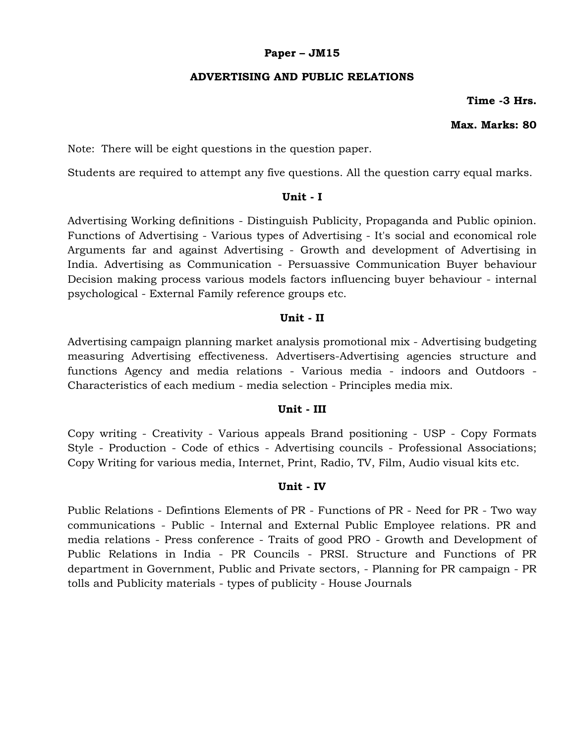**Paper – JM15**

**ADVERTISING AND PUBLIC RELATIONS**

**Time -3 Hrs.**

**Max. Marks: 80**

Note: There will be eight questions in the question paper.

Students are required to attempt any five questions. All the question carry equal marks.

**Unit - I**

Advertising Working definitions - Distinguish Publicity, Propaganda and Public opinion. Functions of Advertising - Various types of Advertising - It's social and economical role Arguments far and against Advertising - Growth and development of Advertising in India. Advertising as Communication - Persuassive Communication Buyer behaviour Decision making process various models factors influencing buyer behaviour - internal psychological - External Family reference groups etc.

**Unit - II**

Advertising campaign planning market analysis promotional mix - Advertising budgeting measuring Advertising effectiveness. Advertisers-Advertising agencies structure and functions Agency and media relations - Various media - indoors and Outdoors - Characteristics of each medium - media selection - Principles media mix.

**Unit - III**

Copy writing - Creativity - Various appeals Brand positioning - USP - Copy Formats Style - Production - Code of ethics - Advertising councils - Professional Associations; Copy Writing for various media, Internet, Print, Radio, TV, Film, Audio visual kits etc.

**Unit - IV**

Public Relations - Defintions Elements of PR - Functions of PR - Need for PR - Two way communications - Public - Internal and External Public Employee relations. PR and media relations - Press conference - Traits of good PRO - Growth and Development of Public Relations in India - PR Councils - PRSI. Structure and Functions of PR department in Government, Public and Private sectors, - Planning for PR campaign - PR tolls and Publicity materials - types of publicity - House Journals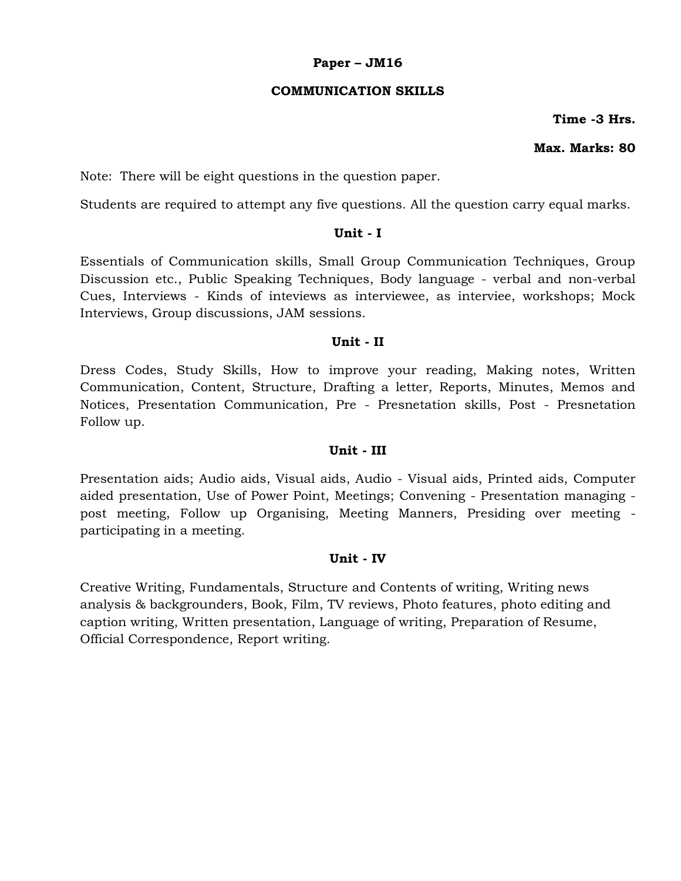**Paper – JM16**

**COMMUNICATION SKILLS**

**Time -3 Hrs.**

**Max. Marks: 80**

Note: There will be eight questions in the question paper.

Students are required to attempt any five questions. All the question carry equal marks.

**Unit - I**

Essentials of Communication skills, Small Group Communication Techniques, Group Discussion etc., Public Speaking Techniques, Body language - verbal and non-verbal Cues, Interviews - Kinds of inteviews as interviewee, as interviee, workshops; Mock Interviews, Group discussions, JAM sessions.

**Unit - II**

Dress Codes, Study Skills, How to improve your reading, Making notes, Written Communication, Content, Structure, Drafting a letter, Reports, Minutes, Memos and Notices, Presentation Communication, Pre - Presnetation skills, Post - Presnetation Follow up.

**Unit - III**

Presentation aids; Audio aids, Visual aids, Audio - Visual aids, Printed aids, Computer aided presentation, Use of Power Point, Meetings; Convening - Presentation managing - post meeting, Follow up Organising, Meeting Manners, Presiding over meeting - participating in a meeting.

**Unit - IV**

Creative Writing, Fundamentals, Structure and Contents of writing, Writing news analysis & backgrounders, Book, Film, TV reviews, Photo features, photo editing and caption writing, Written presentation, Language of writing, Preparation of Resume, Official Correspondence, Report writing.